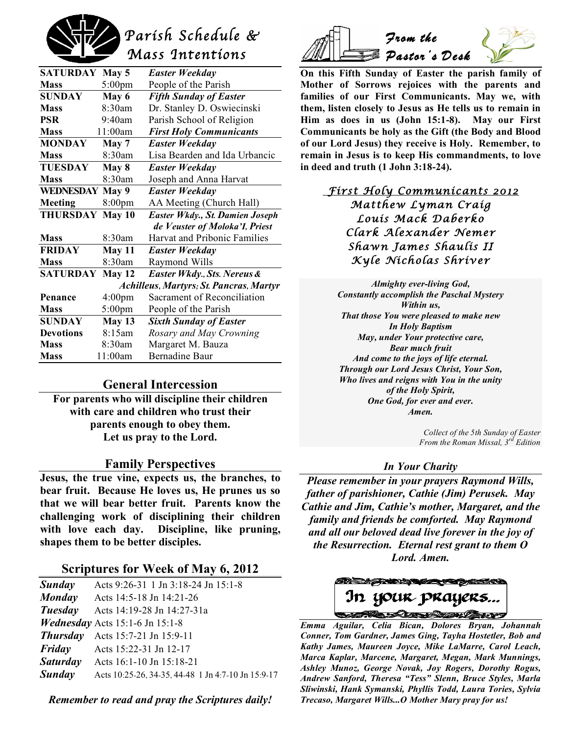# Parish Schedule & Mass Intentions

| | | |
|---|---|---|
| **SATURDAY** | **May 5** | ***Easter Weekday*** |
| **Mass** | 5:00pm | People of the Parish |
| **SUNDAY** | **May 6** | ***Fifth Sunday of Easter*** |
| **Mass** | 8:30am | Dr. Stanley D. Oswiecinski |
| **PSR** | 9:40am | Parish School of Religion |
| **Mass** | 11:00am | ***First Holy Communicants*** |
| **MONDAY** | **May 7** | ***Easter Weekday*** |
| **Mass** | 8:30am | Lisa Bearden and Ida Urbancic |
| **TUESDAY** | **May 8** | ***Easter Weekday*** |
| **Mass** | 8:30am | Joseph and Anna Harvat |
| **WEDNESDAY** | **May 9** | ***Easter Weekday*** |
| **Meeting** | 8:00pm | AA Meeting (Church Hall) |
| **THURSDAY** | **May 10** | ***Easter Wkdy., St. Damien Joseph de Veuster of Moloka'I, Priest*** |
| **Mass** | 8:30am | Harvat and Pribonic Families |
| **FRIDAY** | **May 11** | ***Easter Weekday*** |
| **Mass** | 8:30am | Raymond Wills |
| **SATURDAY** | **May 12** | ***Easter Wkdy., Sts. Nereus & Achilleus, Martyrs; St. Pancras, Martyr*** |
| **Penance** | 4:00pm | Sacrament of Reconciliation |
| **Mass** | 5:00pm | People of the Parish |
| **SUNDAY** | **May 13** | ***Sixth Sunday of Easter*** |
| **Devotions** | 8:15am | *Rosary and May Crowning* |
| **Mass** | 8:30am | Margaret M. Bauza |
| **Mass** | 11:00am | Bernadine Baur |

## General Intercession

**For parents who will discipline their children with care and children who trust their parents enough to obey them. Let us pray to the Lord.**

## Family Perspectives

**Jesus, the true vine, expects us, the branches, to bear fruit. Because He loves us, He prunes us so that we will bear better fruit. Parents know the challenging work of disciplining their children with love each day. Discipline, like pruning, shapes them to be better disciples.**

## Scriptures for Week of May 6, 2012

| | |
|---|---|
| ***Sunday*** | Acts 9:26-31 1 Jn 3:18-24 Jn 15:1-8 |
| ***Monday*** | Acts 14:5-18 Jn 14:21-26 |
| ***Tuesday*** | Acts 14:19-28 Jn 14:27-31a |
| ***Wednesday*** | Acts 15:1-6 Jn 15:1-8 |
| ***Thursday*** | Acts 15:7-21 Jn 15:9-11 |
| ***Friday*** | Acts 15:22-31 Jn 12-17 |
| ***Saturday*** | Acts 16:1-10 Jn 15:18-21 |
| ***Sunday*** | Acts 10:25-26, 34-35, 44-48 1 Jn 4:7-10 Jn 15:9-17 |

***Remember to read and pray the Scriptures daily!***

# From the Pastor's Desk

**On this Fifth Sunday of Easter the parish family of Mother of Sorrows rejoices with the parents and families of our First Communicants. May we, with them, listen closely to Jesus as He tells us to remain in Him as does in us (John 15:1-8). May our First Communicants be holy as the Gift (the Body and Blood of our Lord Jesus) they receive is Holy. Remember, to remain in Jesus is to keep His commandments, to love in deed and truth (1 John 3:18-24).**

## *First Holy Communicants 2012*

*Matthew Lyman Craig*
*Louis Mack Daberko*
*Clark Alexander Nemer*
*Shawn James Shaulis II*
*Kyle Nicholas Shriver*

***Almighty ever-living God,***
***Constantly accomplish the Paschal Mystery***
***Within us,***
***That those You were pleased to make new***
***In Holy Baptism***
***May, under Your protective care,***
***Bear much fruit***
***And come to the joys of life eternal.***
***Through our Lord Jesus Christ, Your Son,***
***Who lives and reigns with You in the unity***
***of the Holy Spirit,***
***One God, for ever and ever.***
***Amen.***

*Collect of the 5th Sunday of Easter*
*From the Roman Missal, 3rd Edition*

## *In Your Charity*

***Please remember in your prayers Raymond Wills, father of parishioner, Cathie (Jim) Perusek. May Cathie and Jim, Cathie's mother, Margaret, and the family and friends be comforted. May Raymond and all our beloved dead live forever in the joy of the Resurrection. Eternal rest grant to them O Lord. Amen.***

## In your prayers...

***Emma Aguilar, Celia Bican, Dolores Bryan, Johannah Conner, Tom Gardner, James Ging, Tayha Hostetler, Bob and Kathy James, Maureen Joyce, Mike LaMarre, Carol Leach, Marca Kaplar, Marcene, Margaret, Megan, Mark Munnings, Ashley Munoz, George Novak, Joy Rogers, Dorothy Rogus, Andrew Sanford, Theresa "Tess" Slenn, Bruce Styles, Marla Sliwinski, Hank Symanski, Phyllis Todd, Laura Tories, Sylvia Trecaso, Margaret Wills...O Mother Mary pray for us!***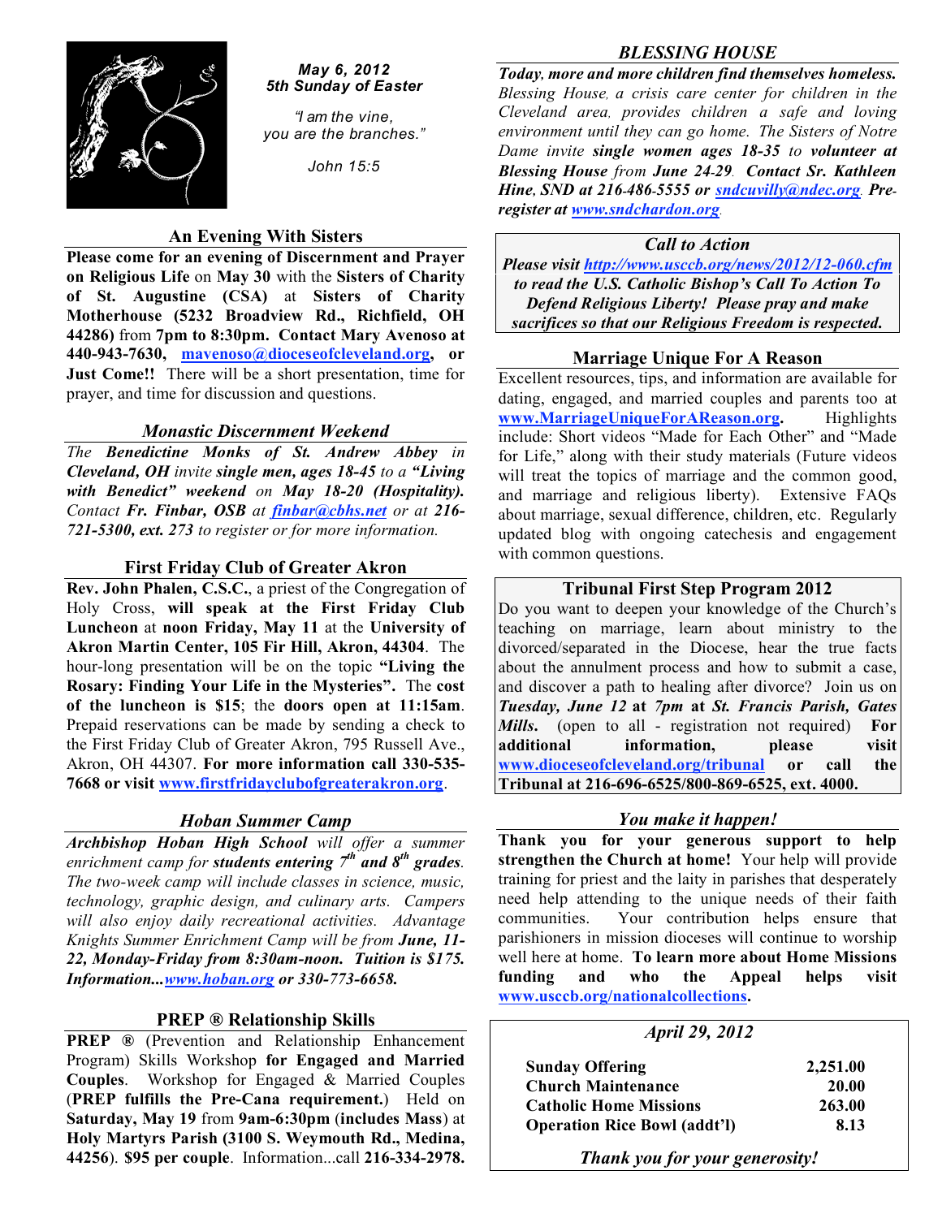***May 6, 2012***
***5th Sunday of Easter***

*"I am the vine,*
*you are the branches."*

*John 15:5*

## An Evening With Sisters

**Please come for an evening of Discernment and Prayer on Religious Life** on **May 30** with the **Sisters of Charity of St. Augustine (CSA)** at **Sisters of Charity Motherhouse (5232 Broadview Rd., Richfield, OH 44286)** from **7pm to 8:30pm. Contact Mary Avenoso at 440-943-7630, mavenoso@dioceseofcleveland.org, or Just Come!!** There will be a short presentation, time for prayer, and time for discussion and questions.

## *Monastic Discernment Weekend*

*The **Benedictine Monks of St. Andrew Abbey** in **Cleveland, OH** invite **single men, ages 18-45** to a **"Living with Benedict" weekend** on **May 18-20 (Hospitality).** Contact **Fr. Finbar, OSB** at **finbar@cbhs.net** or at **216-721-5300, ext. 273** to register or for more information.*

## First Friday Club of Greater Akron

**Rev. John Phalen, C.S.C.**, a priest of the Congregation of Holy Cross, **will speak at the First Friday Club Luncheon** at **noon Friday, May 11** at the **University of Akron Martin Center, 105 Fir Hill, Akron, 44304**. The hour-long presentation will be on the topic **"Living the Rosary: Finding Your Life in the Mysteries"**. The **cost of the luncheon is $15**; the **doors open at 11:15am**. Prepaid reservations can be made by sending a check to the First Friday Club of Greater Akron, 795 Russell Ave., Akron, OH 44307. **For more information call 330-535-7668 or visit www.firstfridayclubofgreaterakron.org**.

## *Hoban Summer Camp*

***Archbishop Hoban High School** will offer a summer enrichment camp for **students entering 7th and 8th grades**. The two-week camp will include classes in science, music, technology, graphic design, and culinary arts. Campers will also enjoy daily recreational activities. **Advantage Knights Summer Enrichment Camp will be from June, 11-22, Monday-Friday from 8:30am-noon. Tuition is $175. Information...www.hoban.org or 330-773-6658.***

## PREP ® Relationship Skills

**PREP ®** (Prevention and Relationship Enhancement Program) Skills Workshop **for Engaged and Married Couples**. Workshop for Engaged & Married Couples (**PREP fulfills the Pre-Cana requirement.**) Held on **Saturday, May 19** from **9am-6:30pm** (**includes Mass**) at **Holy Martyrs Parish (3100 S. Weymouth Rd., Medina, 44256)**. **$95 per couple**. Information...call **216-334-2978.**

## *BLESSING HOUSE*

***Today, more and more children find themselves homeless.** Blessing House, a crisis care center for children in the Cleveland area, provides children a safe and loving environment until they can go home. The Sisters of Notre Dame invite **single women ages 18-35** to **volunteer at Blessing House** from **June 24-29**. **Contact Sr. Kathleen Hine, SND at 216-486-5555 or sndcuvilly@ndec.org. Pre-register at www.sndchardon.org.***

## *Call to Action*

***Please visit http://www.usccb.org/news/2012/12-060.cfm to read the U.S. Catholic Bishop's Call To Action To Defend Religious Liberty! Please pray and make sacrifices so that our Religious Freedom is respected.***

## Marriage Unique For A Reason

Excellent resources, tips, and information are available for dating, engaged, and married couples and parents too at **www.MarriageUniqueForAReason.org.** Highlights include: Short videos "Made for Each Other" and "Made for Life," along with their study materials (Future videos will treat the topics of marriage and the common good, and marriage and religious liberty). Extensive FAQs about marriage, sexual difference, children, etc. Regularly updated blog with ongoing catechesis and engagement with common questions.

## Tribunal First Step Program 2012

Do you want to deepen your knowledge of the Church's teaching on marriage, learn about ministry to the divorced/separated in the Diocese, hear the true facts about the annulment process and how to submit a case, and discover a path to healing after divorce? Join us on ***Tuesday, June 12* at *7pm* at *St. Francis Parish, Gates Mills*.** (open to all - registration not required) **For additional information, please visit www.dioceseofcleveland.org/tribunal or call the Tribunal at 216-696-6525/800-869-6525, ext. 4000.**

## *You make it happen!*

**Thank you for your generous support to help strengthen the Church at home!** Your help will provide training for priest and the laity in parishes that desperately need help attending to the unique needs of their faith communities. Your contribution helps ensure that parishioners in mission dioceses will continue to worship well here at home. **To learn more about Home Missions funding and who the Appeal helps visit www.usccb.org/nationalcollections.**

## *April 29, 2012*

| | |
|---|---|
| **Sunday Offering** | **2,251.00** |
| **Church Maintenance** | **20.00** |
| **Catholic Home Missions** | **263.00** |
| **Operation Rice Bowl (addt'l)** | **8.13** |

***Thank you for your generosity!***